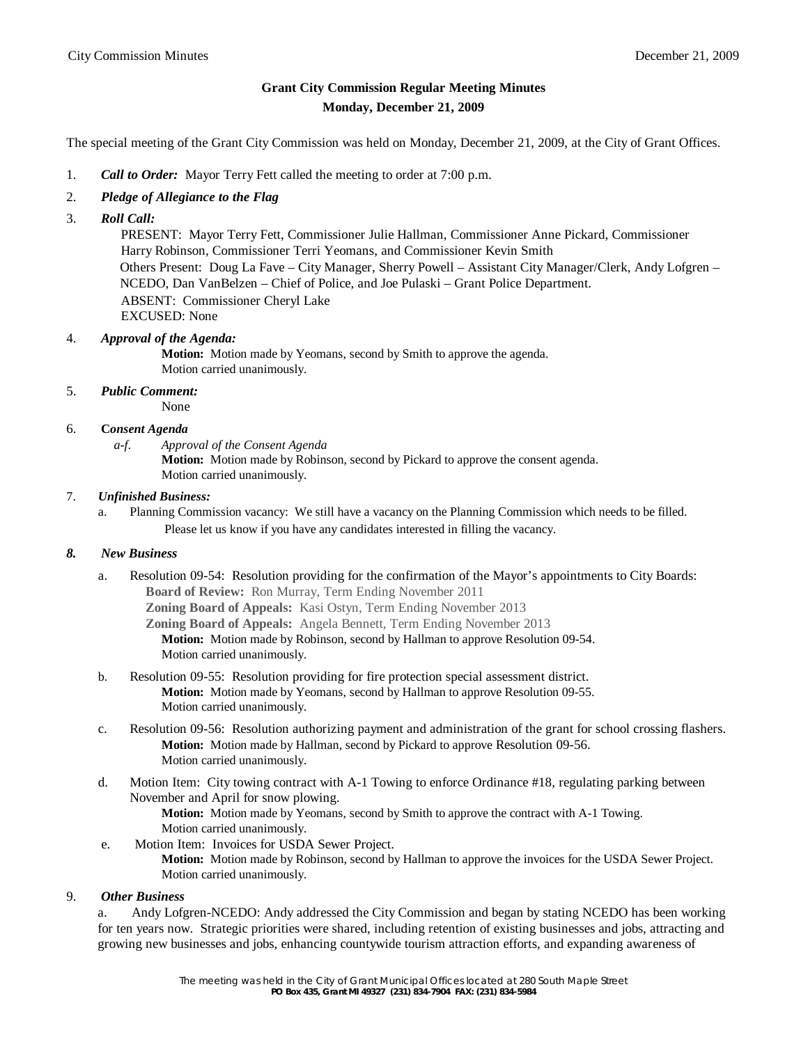## Grant City Commission Regular Meeting Minutes
## Monday, December 21, 2009

The special meeting of the Grant City Commission was held on Monday, December 21, 2009, at the City of Grant Offices.

1. ***Call to Order:*** Mayor Terry Fett called the meeting to order at 7:00 p.m.

2. ***Pledge of Allegiance to the Flag***

3. ***Roll Call:***

   PRESENT: Mayor Terry Fett, Commissioner Julie Hallman, Commissioner Anne Pickard, Commissioner Harry Robinson, Commissioner Terri Yeomans, and Commissioner Kevin Smith

   Others Present: Doug La Fave – City Manager, Sherry Powell – Assistant City Manager/Clerk, Andy Lofgren – NCEDO, Dan VanBelzen – Chief of Police, and Joe Pulaski – Grant Police Department.

   ABSENT: Commissioner Cheryl Lake

   EXCUSED: None

4. ***Approval of the Agenda:***

   **Motion:** Motion made by Yeomans, second by Smith to approve the agenda.
   Motion carried unanimously.

5. ***Public Comment:***

   None

6. **C*onsent Agenda***

   *a-f. Approval of the Consent Agenda*

   **Motion:** Motion made by Robinson, second by Pickard to approve the consent agenda.
   Motion carried unanimously.

7. ***Unfinished Business:***

   a. Planning Commission vacancy: We still have a vacancy on the Planning Commission which needs to be filled. Please let us know if you have any candidates interested in filling the vacancy.

***8. New Business***

   a. Resolution 09-54: Resolution providing for the confirmation of the Mayor's appointments to City Boards:

      **Board of Review:** Ron Murray, Term Ending November 2011

      **Zoning Board of Appeals:** Kasi Ostyn, Term Ending November 2013

      **Zoning Board of Appeals:** Angela Bennett, Term Ending November 2013

      **Motion:** Motion made by Robinson, second by Hallman to approve Resolution 09-54.
      Motion carried unanimously.

   b. Resolution 09-55: Resolution providing for fire protection special assessment district.

      **Motion:** Motion made by Yeomans, second by Hallman to approve Resolution 09-55.
      Motion carried unanimously.

   c. Resolution 09-56: Resolution authorizing payment and administration of the grant for school crossing flashers.

      **Motion:** Motion made by Hallman, second by Pickard to approve Resolution 09-56.
      Motion carried unanimously.

   d. Motion Item: City towing contract with A-1 Towing to enforce Ordinance #18, regulating parking between November and April for snow plowing.

      **Motion:** Motion made by Yeomans, second by Smith to approve the contract with A-1 Towing.
      Motion carried unanimously.

   e. Motion Item: Invoices for USDA Sewer Project.

      **Motion:** Motion made by Robinson, second by Hallman to approve the invoices for the USDA Sewer Project.
      Motion carried unanimously.

9. ***Other Business***

   a. Andy Lofgren-NCEDO: Andy addressed the City Commission and began by stating NCEDO has been working for ten years now. Strategic priorities were shared, including retention of existing businesses and jobs, attracting and growing new businesses and jobs, enhancing countywide tourism attraction efforts, and expanding awareness of

The meeting was held in the City of Grant Municipal Offices located at 280 South Maple Street
**PO Box 435, Grant MI 49327 (231) 834-7904 FAX: (231) 834-5984**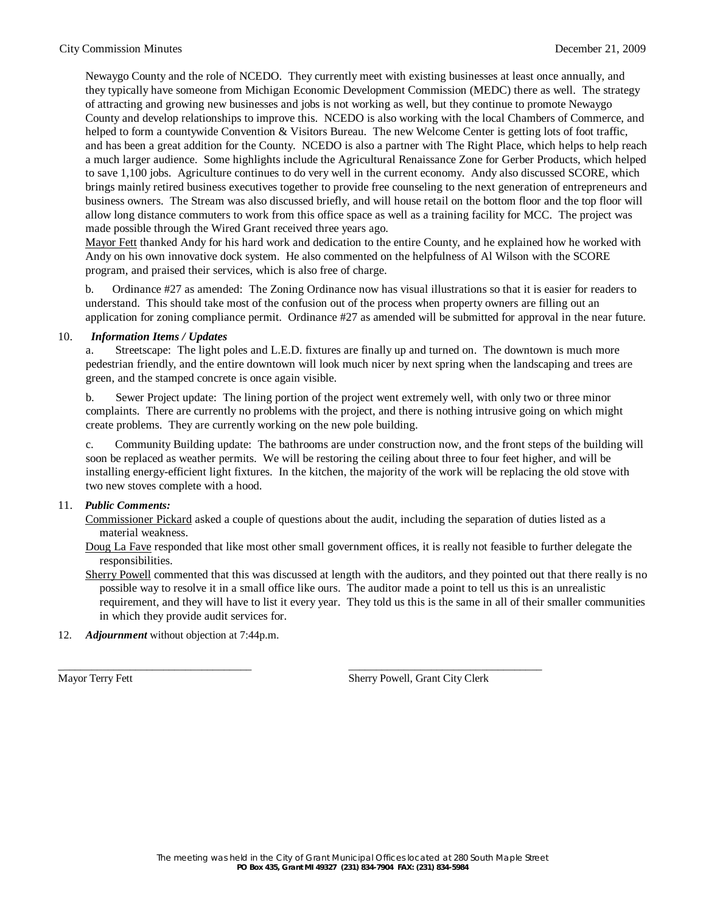Newaygo County and the role of NCEDO. They currently meet with existing businesses at least once annually, and they typically have someone from Michigan Economic Development Commission (MEDC) there as well. The strategy of attracting and growing new businesses and jobs is not working as well, but they continue to promote Newaygo County and develop relationships to improve this. NCEDO is also working with the local Chambers of Commerce, and helped to form a countywide Convention & Visitors Bureau. The new Welcome Center is getting lots of foot traffic, and has been a great addition for the County. NCEDO is also a partner with The Right Place, which helps to help reach a much larger audience. Some highlights include the Agricultural Renaissance Zone for Gerber Products, which helped to save 1,100 jobs. Agriculture continues to do very well in the current economy. Andy also discussed SCORE, which brings mainly retired business executives together to provide free counseling to the next generation of entrepreneurs and business owners. The Stream was also discussed briefly, and will house retail on the bottom floor and the top floor will allow long distance commuters to work from this office space as well as a training facility for MCC. The project was made possible through the Wired Grant received three years ago.

Mayor Fett thanked Andy for his hard work and dedication to the entire County, and he explained how he worked with Andy on his own innovative dock system. He also commented on the helpfulness of Al Wilson with the SCORE program, and praised their services, which is also free of charge.

b. Ordinance #27 as amended: The Zoning Ordinance now has visual illustrations so that it is easier for readers to understand. This should take most of the confusion out of the process when property owners are filling out an application for zoning compliance permit. Ordinance #27 as amended will be submitted for approval in the near future.

10. ***Information Items / Updates***

a. Streetscape: The light poles and L.E.D. fixtures are finally up and turned on. The downtown is much more pedestrian friendly, and the entire downtown will look much nicer by next spring when the landscaping and trees are green, and the stamped concrete is once again visible.

b. Sewer Project update: The lining portion of the project went extremely well, with only two or three minor complaints. There are currently no problems with the project, and there is nothing intrusive going on which might create problems. They are currently working on the new pole building.

c. Community Building update: The bathrooms are under construction now, and the front steps of the building will soon be replaced as weather permits. We will be restoring the ceiling about three to four feet higher, and will be installing energy-efficient light fixtures. In the kitchen, the majority of the work will be replacing the old stove with two new stoves complete with a hood.

11. ***Public Comments:***

Commissioner Pickard asked a couple of questions about the audit, including the separation of duties listed as a material weakness.

Doug La Fave responded that like most other small government offices, it is really not feasible to further delegate the responsibilities.

Sherry Powell commented that this was discussed at length with the auditors, and they pointed out that there really is no possible way to resolve it in a small office like ours. The auditor made a point to tell us this is an unrealistic requirement, and they will have to list it every year. They told us this is the same in all of their smaller communities in which they provide audit services for.

12. ***Adjournment*** without objection at 7:44p.m.

\_\_\_\_\_\_\_\_\_\_\_\_\_\_\_\_\_\_\_\_\_\_\_\_\_\_\_\_\_\_\_\_\_\_\_ \_\_\_\_\_\_\_\_\_\_\_\_\_\_\_\_\_\_\_\_\_\_\_\_\_\_\_\_\_\_\_\_\_\_\_

Mayor Terry Fett Sherry Powell, Grant City Clerk

The meeting was held in the City of Grant Municipal Offices located at 280 South Maple Street
**PO Box 435, Grant MI 49327 (231) 834-7904 FAX: (231) 834-5984**